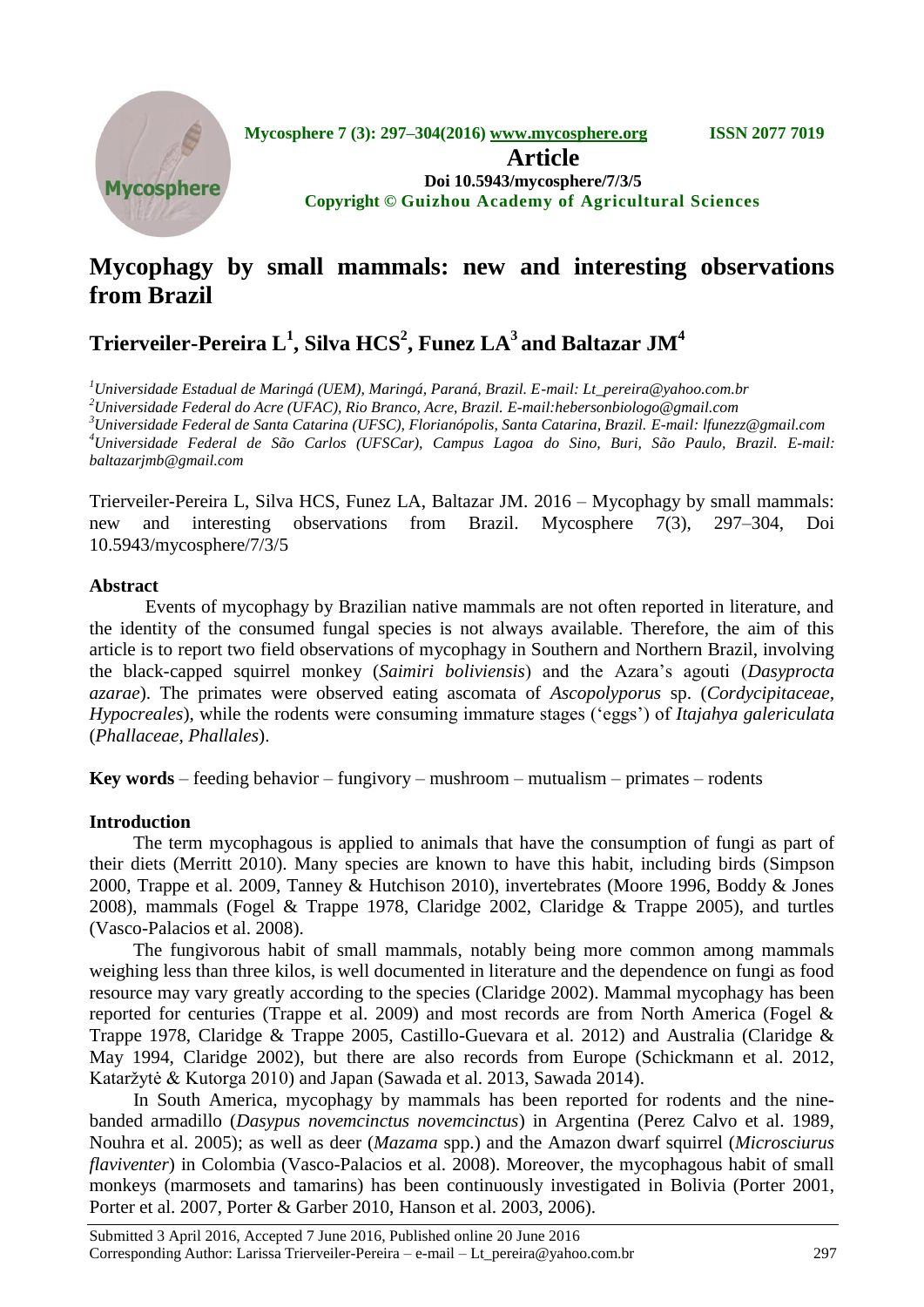# Mycophagy by small mammals: new and interesting observations from Brazil

## Trierveiler-Pereira L[1], Silva HCS[2], Funez LA[3] and Baltazar JM[4]

[1]*Universidade Estadual de Maringá (UEM), Maringá, Paraná, Brazil. E-mail: Lt_pereira@yahoo.com.br*
[2]*Universidade Federal do Acre (UFAC), Rio Branco, Acre, Brazil. E-mail:hebersonbiologo@gmail.com*
[3]*Universidade Federal de Santa Catarina (UFSC), Florianópolis, Santa Catarina, Brazil. E-mail: lfunezz@gmail.com*
[4]*Universidade Federal de São Carlos (UFSCar), Campus Lagoa do Sino, Buri, São Paulo, Brazil. E-mail: baltazarjmb@gmail.com*

Trierveiler-Pereira L, Silva HCS, Funez LA, Baltazar JM. 2016 – Mycophagy by small mammals: new and interesting observations from Brazil. Mycosphere 7(3), 297–304, Doi 10.5943/mycosphere/7/3/5

### Abstract

Events of mycophagy by Brazilian native mammals are not often reported in literature, and the identity of the consumed fungal species is not always available. Therefore, the aim of this article is to report two field observations of mycophagy in Southern and Northern Brazil, involving the black-capped squirrel monkey (*Saimiri boliviensis*) and the Azara's agouti (*Dasyprocta azarae*). The primates were observed eating ascomata of *Ascopolyporus* sp. (*Cordycipitaceae*, *Hypocreales*), while the rodents were consuming immature stages ('eggs') of *Itajahya galericulata* (*Phallaceae*, *Phallales*).

**Key words** – feeding behavior – fungivory – mushroom – mutualism – primates – rodents

### Introduction

The term mycophagous is applied to animals that have the consumption of fungi as part of their diets (Merritt 2010). Many species are known to have this habit, including birds (Simpson 2000, Trappe et al. 2009, Tanney & Hutchison 2010), invertebrates (Moore 1996, Boddy & Jones 2008), mammals (Fogel & Trappe 1978, Claridge 2002, Claridge & Trappe 2005), and turtles (Vasco-Palacios et al. 2008).

The fungivorous habit of small mammals, notably being more common among mammals weighing less than three kilos, is well documented in literature and the dependence on fungi as food resource may vary greatly according to the species (Claridge 2002). Mammal mycophagy has been reported for centuries (Trappe et al. 2009) and most records are from North America (Fogel & Trappe 1978, Claridge & Trappe 2005, Castillo-Guevara et al. 2012) and Australia (Claridge & May 1994, Claridge 2002), but there are also records from Europe (Schickmann et al. 2012, Kataržytė & Kutorga 2010) and Japan (Sawada et al. 2013, Sawada 2014).

In South America, mycophagy by mammals has been reported for rodents and the nine-banded armadillo (*Dasypus novemcinctus novemcinctus*) in Argentina (Perez Calvo et al. 1989, Nouhra et al. 2005); as well as deer (*Mazama* spp.) and the Amazon dwarf squirrel (*Microsciurus flaviventer*) in Colombia (Vasco-Palacios et al. 2008). Moreover, the mycophagous habit of small monkeys (marmosets and tamarins) has been continuously investigated in Bolivia (Porter 2001, Porter et al. 2007, Porter & Garber 2010, Hanson et al. 2003, 2006).

Submitted 3 April 2016, Accepted 7 June 2016, Published online 20 June 2016
Corresponding Author: Larissa Trierveiler-Pereira – e-mail – Lt_pereira@yahoo.com.br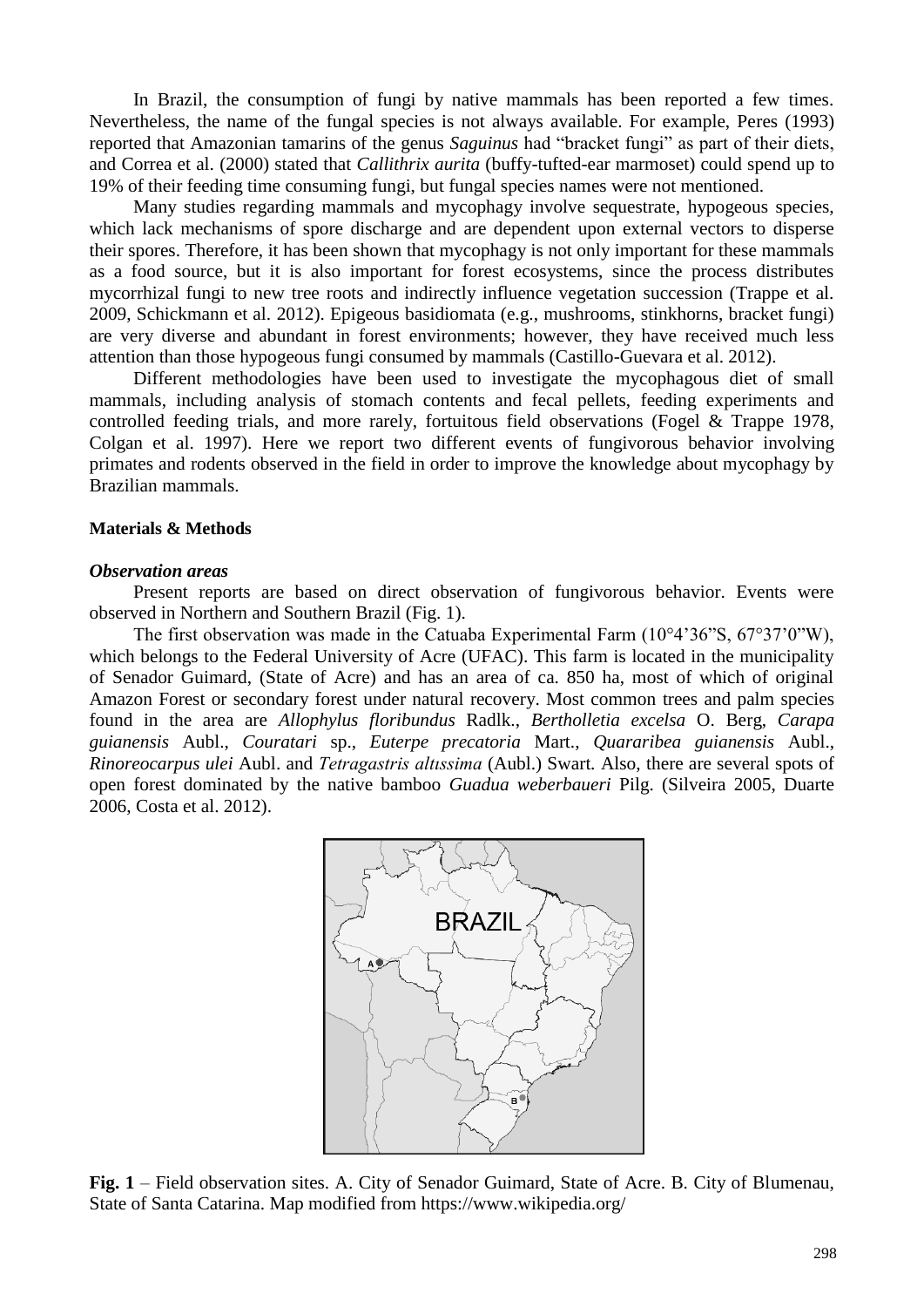In Brazil, the consumption of fungi by native mammals has been reported a few times. Nevertheless, the name of the fungal species is not always available. For example, Peres (1993) reported that Amazonian tamarins of the genus *Saguinus* had "bracket fungi" as part of their diets, and Correa et al. (2000) stated that *Callithrix aurita* (buffy-tufted-ear marmoset) could spend up to 19% of their feeding time consuming fungi, but fungal species names were not mentioned.

Many studies regarding mammals and mycophagy involve sequestrate, hypogeous species, which lack mechanisms of spore discharge and are dependent upon external vectors to disperse their spores. Therefore, it has been shown that mycophagy is not only important for these mammals as a food source, but it is also important for forest ecosystems, since the process distributes mycorrhizal fungi to new tree roots and indirectly influence vegetation succession (Trappe et al. 2009, Schickmann et al. 2012). Epigeous basidiomata (e.g., mushrooms, stinkhorns, bracket fungi) are very diverse and abundant in forest environments; however, they have received much less attention than those hypogeous fungi consumed by mammals (Castillo-Guevara et al. 2012).

Different methodologies have been used to investigate the mycophagous diet of small mammals, including analysis of stomach contents and fecal pellets, feeding experiments and controlled feeding trials, and more rarely, fortuitous field observations (Fogel & Trappe 1978, Colgan et al. 1997). Here we report two different events of fungivorous behavior involving primates and rodents observed in the field in order to improve the knowledge about mycophagy by Brazilian mammals.

## Materials & Methods

### *Observation areas*

Present reports are based on direct observation of fungivorous behavior. Events were observed in Northern and Southern Brazil (Fig. 1).

The first observation was made in the Catuaba Experimental Farm (10°4'36"S, 67°37'0"W), which belongs to the Federal University of Acre (UFAC). This farm is located in the municipality of Senador Guimard, (State of Acre) and has an area of ca. 850 ha, most of which of original Amazon Forest or secondary forest under natural recovery. Most common trees and palm species found in the area are *Allophylus floribundus* Radlk., *Bertholletia excelsa* O. Berg, *Carapa guianensis* Aubl., *Couratari* sp., *Euterpe precatoria* Mart., *Quararibea guianensis* Aubl., *Rinoreocarpus ulei* Aubl. and *Tetragastris altıssima* (Aubl.) Swart. Also, there are several spots of open forest dominated by the native bamboo *Guadua weberbaueri* Pilg. (Silveira 2005, Duarte 2006, Costa et al. 2012).

**Fig. 1** – Field observation sites. A. City of Senador Guimard, State of Acre. B. City of Blumenau, State of Santa Catarina. Map modified from https://www.wikipedia.org/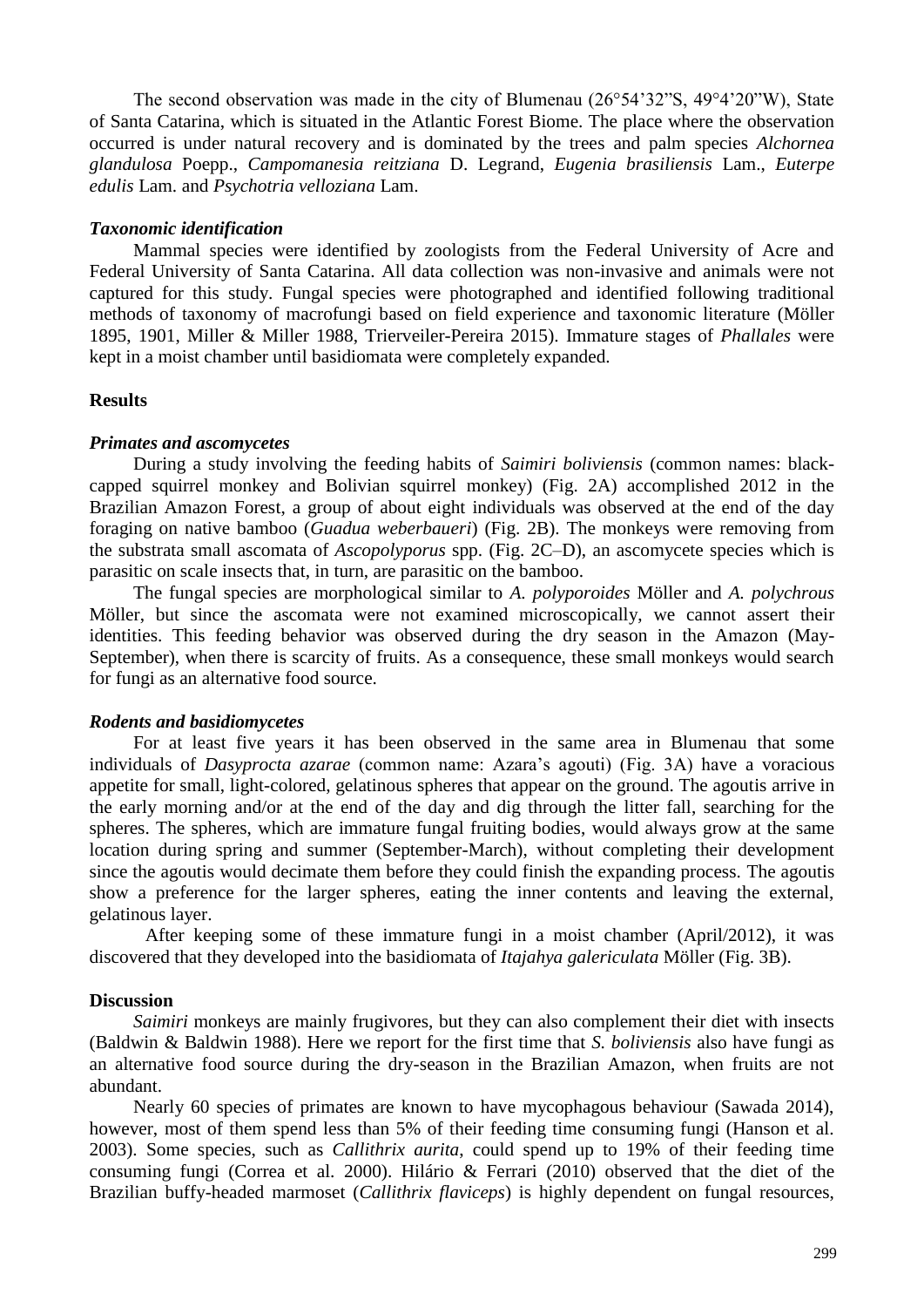The second observation was made in the city of Blumenau (26°54'32"S, 49°4'20"W), State of Santa Catarina, which is situated in the Atlantic Forest Biome. The place where the observation occurred is under natural recovery and is dominated by the trees and palm species *Alchornea glandulosa* Poepp., *Campomanesia reitziana* D. Legrand, *Eugenia brasiliensis* Lam., *Euterpe edulis* Lam. and *Psychotria velloziana* Lam.

### *Taxonomic identification*

Mammal species were identified by zoologists from the Federal University of Acre and Federal University of Santa Catarina. All data collection was non-invasive and animals were not captured for this study. Fungal species were photographed and identified following traditional methods of taxonomy of macrofungi based on field experience and taxonomic literature (Möller 1895, 1901, Miller & Miller 1988, Trierveiler-Pereira 2015). Immature stages of *Phallales* were kept in a moist chamber until basidiomata were completely expanded.

## Results

### *Primates and ascomycetes*

During a study involving the feeding habits of *Saimiri boliviensis* (common names: black-capped squirrel monkey and Bolivian squirrel monkey) (Fig. 2A) accomplished 2012 in the Brazilian Amazon Forest, a group of about eight individuals was observed at the end of the day foraging on native bamboo (*Guadua weberbaueri*) (Fig. 2B). The monkeys were removing from the substrata small ascomata of *Ascopolyporus* spp. (Fig. 2C–D), an ascomycete species which is parasitic on scale insects that, in turn, are parasitic on the bamboo.

The fungal species are morphological similar to *A. polyporoides* Möller and *A. polychrous* Möller, but since the ascomata were not examined microscopically, we cannot assert their identities. This feeding behavior was observed during the dry season in the Amazon (May-September), when there is scarcity of fruits. As a consequence, these small monkeys would search for fungi as an alternative food source.

### *Rodents and basidiomycetes*

For at least five years it has been observed in the same area in Blumenau that some individuals of *Dasyprocta azarae* (common name: Azara's agouti) (Fig. 3A) have a voracious appetite for small, light-colored, gelatinous spheres that appear on the ground. The agoutis arrive in the early morning and/or at the end of the day and dig through the litter fall, searching for the spheres. The spheres, which are immature fungal fruiting bodies, would always grow at the same location during spring and summer (September-March), without completing their development since the agoutis would decimate them before they could finish the expanding process. The agoutis show a preference for the larger spheres, eating the inner contents and leaving the external, gelatinous layer.

After keeping some of these immature fungi in a moist chamber (April/2012), it was discovered that they developed into the basidiomata of *Itajahya galericulata* Möller (Fig. 3B).

## Discussion

*Saimiri* monkeys are mainly frugivores, but they can also complement their diet with insects (Baldwin & Baldwin 1988). Here we report for the first time that *S. boliviensis* also have fungi as an alternative food source during the dry-season in the Brazilian Amazon, when fruits are not abundant.

Nearly 60 species of primates are known to have mycophagous behaviour (Sawada 2014), however, most of them spend less than 5% of their feeding time consuming fungi (Hanson et al. 2003). Some species, such as *Callithrix aurita*, could spend up to 19% of their feeding time consuming fungi (Correa et al. 2000). Hilário & Ferrari (2010) observed that the diet of the Brazilian buffy-headed marmoset (*Callithrix flaviceps*) is highly dependent on fungal resources,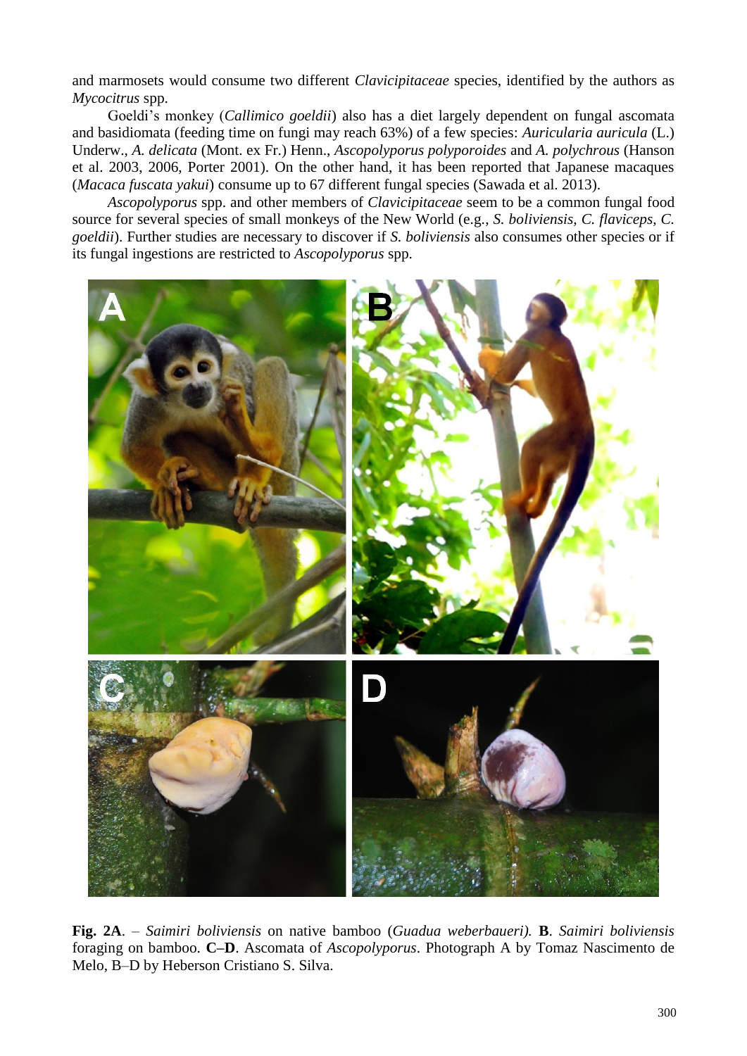and marmosets would consume two different *Clavicipitaceae* species, identified by the authors as *Mycocitrus* spp.

Goeldi's monkey (*Callimico goeldii*) also has a diet largely dependent on fungal ascomata and basidiomata (feeding time on fungi may reach 63%) of a few species: *Auricularia auricula* (L.) Underw., *A. delicata* (Mont. ex Fr.) Henn., *Ascopolyporus polyporoides* and *A. polychrous* (Hanson et al. 2003, 2006, Porter 2001). On the other hand, it has been reported that Japanese macaques (*Macaca fuscata yakui*) consume up to 67 different fungal species (Sawada et al. 2013).

*Ascopolyporus* spp. and other members of *Clavicipitaceae* seem to be a common fungal food source for several species of small monkeys of the New World (e.g., *S. boliviensis, C. flaviceps, C. goeldii*). Further studies are necessary to discover if *S. boliviensis* also consumes other species or if its fungal ingestions are restricted to *Ascopolyporus* spp.

**Fig. 2A**. – *Saimiri boliviensis* on native bamboo (*Guadua weberbaueri).* **B**. *Saimiri boliviensis* foraging on bamboo. **C–D**. Ascomata of *Ascopolyporus*. Photograph A by Tomaz Nascimento de Melo, B–D by Heberson Cristiano S. Silva.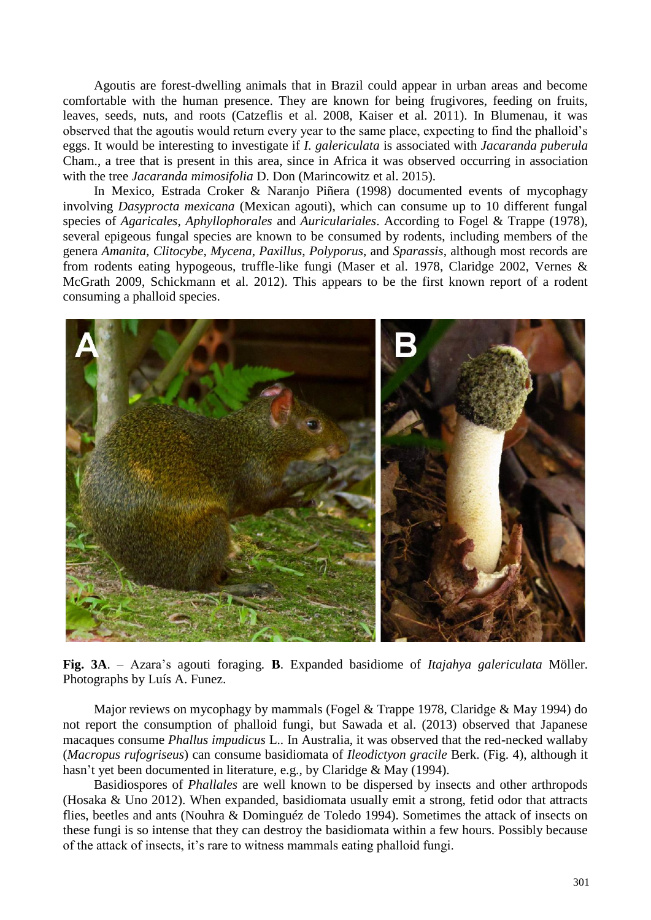Agoutis are forest-dwelling animals that in Brazil could appear in urban areas and become comfortable with the human presence. They are known for being frugivores, feeding on fruits, leaves, seeds, nuts, and roots (Catzeflis et al. 2008, Kaiser et al. 2011). In Blumenau, it was observed that the agoutis would return every year to the same place, expecting to find the phalloid's eggs. It would be interesting to investigate if *I. galericulata* is associated with *Jacaranda puberula* Cham., a tree that is present in this area, since in Africa it was observed occurring in association with the tree *Jacaranda mimosifolia* D. Don (Marincowitz et al. 2015).

In Mexico, Estrada Croker & Naranjo Piñera (1998) documented events of mycophagy involving *Dasyprocta mexicana* (Mexican agouti), which can consume up to 10 different fungal species of *Agaricales*, *Aphyllophorales* and *Auriculariales*. According to Fogel & Trappe (1978), several epigeous fungal species are known to be consumed by rodents, including members of the genera *Amanita*, *Clitocybe*, *Mycena*, *Paxillus*, *Polyporus*, and *Sparassis*, although most records are from rodents eating hypogeous, truffle-like fungi (Maser et al. 1978, Claridge 2002, Vernes & McGrath 2009, Schickmann et al. 2012). This appears to be the first known report of a rodent consuming a phalloid species.

**Fig. 3A**. – Azara's agouti foraging. **B**. Expanded basidiome of *Itajahya galericulata* Möller. Photographs by Luís A. Funez.

Major reviews on mycophagy by mammals (Fogel & Trappe 1978, Claridge & May 1994) do not report the consumption of phalloid fungi, but Sawada et al. (2013) observed that Japanese macaques consume *Phallus impudicus* L.. In Australia, it was observed that the red-necked wallaby (*Macropus rufogriseus*) can consume basidiomata of *Ileodictyon gracile* Berk. (Fig. 4), although it hasn't yet been documented in literature, e.g., by Claridge & May (1994).

Basidiospores of *Phallales* are well known to be dispersed by insects and other arthropods (Hosaka & Uno 2012). When expanded, basidiomata usually emit a strong, fetid odor that attracts flies, beetles and ants (Nouhra & Dominguéz de Toledo 1994). Sometimes the attack of insects on these fungi is so intense that they can destroy the basidiomata within a few hours. Possibly because of the attack of insects, it's rare to witness mammals eating phalloid fungi.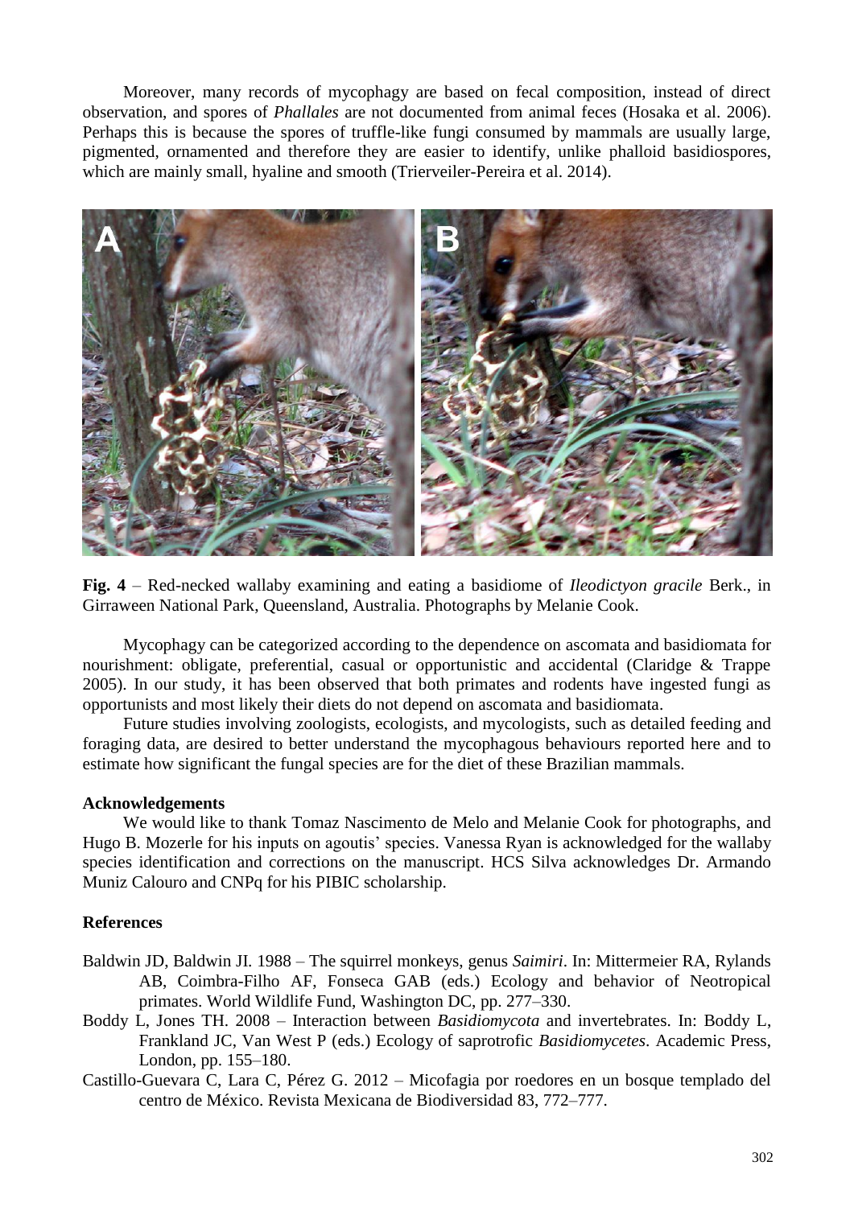Moreover, many records of mycophagy are based on fecal composition, instead of direct observation, and spores of *Phallales* are not documented from animal feces (Hosaka et al. 2006). Perhaps this is because the spores of truffle-like fungi consumed by mammals are usually large, pigmented, ornamented and therefore they are easier to identify, unlike phalloid basidiospores, which are mainly small, hyaline and smooth (Trierveiler-Pereira et al. 2014).

**Fig. 4** – Red-necked wallaby examining and eating a basidiome of *Ileodictyon gracile* Berk., in Girraween National Park, Queensland, Australia. Photographs by Melanie Cook.

Mycophagy can be categorized according to the dependence on ascomata and basidiomata for nourishment: obligate, preferential, casual or opportunistic and accidental (Claridge & Trappe 2005). In our study, it has been observed that both primates and rodents have ingested fungi as opportunists and most likely their diets do not depend on ascomata and basidiomata.

Future studies involving zoologists, ecologists, and mycologists, such as detailed feeding and foraging data, are desired to better understand the mycophagous behaviours reported here and to estimate how significant the fungal species are for the diet of these Brazilian mammals.

## Acknowledgements

We would like to thank Tomaz Nascimento de Melo and Melanie Cook for photographs, and Hugo B. Mozerle for his inputs on agoutis' species. Vanessa Ryan is acknowledged for the wallaby species identification and corrections on the manuscript. HCS Silva acknowledges Dr. Armando Muniz Calouro and CNPq for his PIBIC scholarship.

## References

Baldwin JD, Baldwin JI. 1988 – The squirrel monkeys, genus *Saimiri*. In: Mittermeier RA, Rylands AB, Coimbra-Filho AF, Fonseca GAB (eds.) Ecology and behavior of Neotropical primates. World Wildlife Fund, Washington DC, pp. 277–330.

Boddy L, Jones TH. 2008 – Interaction between *Basidiomycota* and invertebrates. In: Boddy L, Frankland JC, Van West P (eds.) Ecology of saprotrofic *Basidiomycetes*. Academic Press, London, pp. 155–180.

Castillo-Guevara C, Lara C, Pérez G. 2012 – Micofagia por roedores en un bosque templado del centro de México. Revista Mexicana de Biodiversidad 83, 772–777.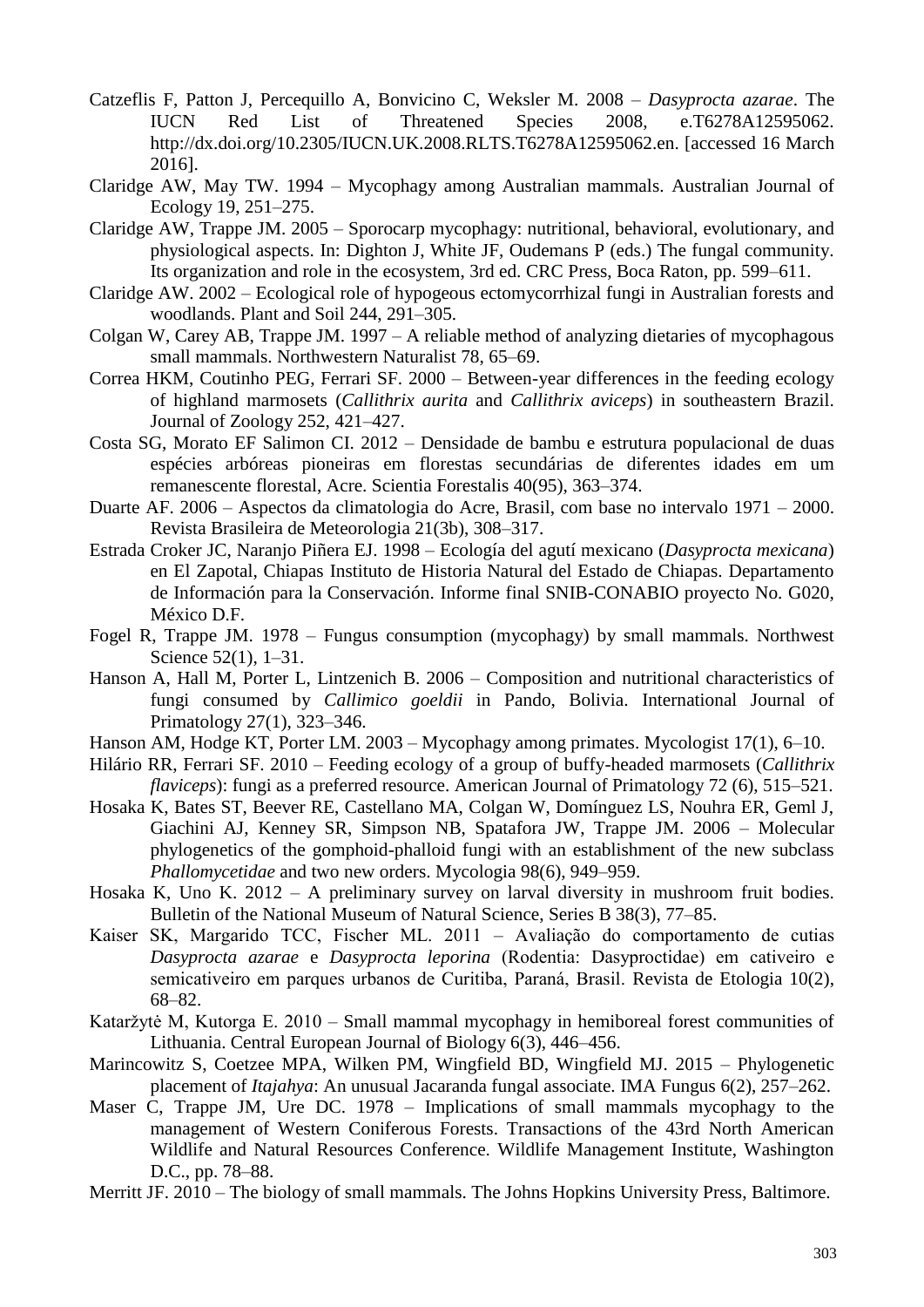Catzeflis F, Patton J, Percequillo A, Bonvicino C, Weksler M. 2008 – *Dasyprocta azarae*. The IUCN Red List of Threatened Species 2008, e.T6278A12595062. http://dx.doi.org/10.2305/IUCN.UK.2008.RLTS.T6278A12595062.en. [accessed 16 March 2016].

Claridge AW, May TW. 1994 – Mycophagy among Australian mammals. Australian Journal of Ecology 19, 251–275.

Claridge AW, Trappe JM. 2005 – Sporocarp mycophagy: nutritional, behavioral, evolutionary, and physiological aspects. In: Dighton J, White JF, Oudemans P (eds.) The fungal community. Its organization and role in the ecosystem, 3rd ed. CRC Press, Boca Raton, pp. 599–611.

Claridge AW. 2002 – Ecological role of hypogeous ectomycorrhizal fungi in Australian forests and woodlands. Plant and Soil 244, 291–305.

Colgan W, Carey AB, Trappe JM. 1997 – A reliable method of analyzing dietaries of mycophagous small mammals. Northwestern Naturalist 78, 65–69.

Correa HKM, Coutinho PEG, Ferrari SF. 2000 – Between-year differences in the feeding ecology of highland marmosets (*Callithrix aurita* and *Callithrix aviceps*) in southeastern Brazil. Journal of Zoology 252, 421–427.

Costa SG, Morato EF Salimon CI. 2012 – Densidade de bambu e estrutura populacional de duas espécies arbóreas pioneiras em florestas secundárias de diferentes idades em um remanescente florestal, Acre. Scientia Forestalis 40(95), 363–374.

Duarte AF. 2006 – Aspectos da climatologia do Acre, Brasil, com base no intervalo 1971 – 2000. Revista Brasileira de Meteorologia 21(3b), 308–317.

Estrada Croker JC, Naranjo Piñera EJ. 1998 – Ecología del agutí mexicano (*Dasyprocta mexicana*) en El Zapotal, Chiapas Instituto de Historia Natural del Estado de Chiapas. Departamento de Información para la Conservación. Informe final SNIB-CONABIO proyecto No. G020, México D.F.

Fogel R, Trappe JM. 1978 – Fungus consumption (mycophagy) by small mammals. Northwest Science 52(1), 1–31.

Hanson A, Hall M, Porter L, Lintzenich B. 2006 – Composition and nutritional characteristics of fungi consumed by *Callimico goeldii* in Pando, Bolivia. International Journal of Primatology 27(1), 323–346.

Hanson AM, Hodge KT, Porter LM. 2003 – Mycophagy among primates. Mycologist 17(1), 6–10.

Hilário RR, Ferrari SF. 2010 – Feeding ecology of a group of buffy-headed marmosets (*Callithrix flaviceps*): fungi as a preferred resource. American Journal of Primatology 72 (6), 515–521.

Hosaka K, Bates ST, Beever RE, Castellano MA, Colgan W, Domínguez LS, Nouhra ER, Geml J, Giachini AJ, Kenney SR, Simpson NB, Spatafora JW, Trappe JM. 2006 – Molecular phylogenetics of the gomphoid-phalloid fungi with an establishment of the new subclass *Phallomycetidae* and two new orders. Mycologia 98(6), 949–959.

Hosaka K, Uno K. 2012 – A preliminary survey on larval diversity in mushroom fruit bodies. Bulletin of the National Museum of Natural Science, Series B 38(3), 77–85.

Kaiser SK, Margarido TCC, Fischer ML. 2011 – Avaliação do comportamento de cutias *Dasyprocta azarae* e *Dasyprocta leporina* (Rodentia: Dasyproctidae) em cativeiro e semicativeiro em parques urbanos de Curitiba, Paraná, Brasil. Revista de Etologia 10(2), 68–82.

Kataržytė M, Kutorga E. 2010 – Small mammal mycophagy in hemiboreal forest communities of Lithuania. Central European Journal of Biology 6(3), 446–456.

Marincowitz S, Coetzee MPA, Wilken PM, Wingfield BD, Wingfield MJ. 2015 – Phylogenetic placement of *Itajahya*: An unusual Jacaranda fungal associate. IMA Fungus 6(2), 257–262.

Maser C, Trappe JM, Ure DC. 1978 – Implications of small mammals mycophagy to the management of Western Coniferous Forests. Transactions of the 43rd North American Wildlife and Natural Resources Conference. Wildlife Management Institute, Washington D.C., pp. 78–88.

Merritt JF. 2010 – The biology of small mammals. The Johns Hopkins University Press, Baltimore.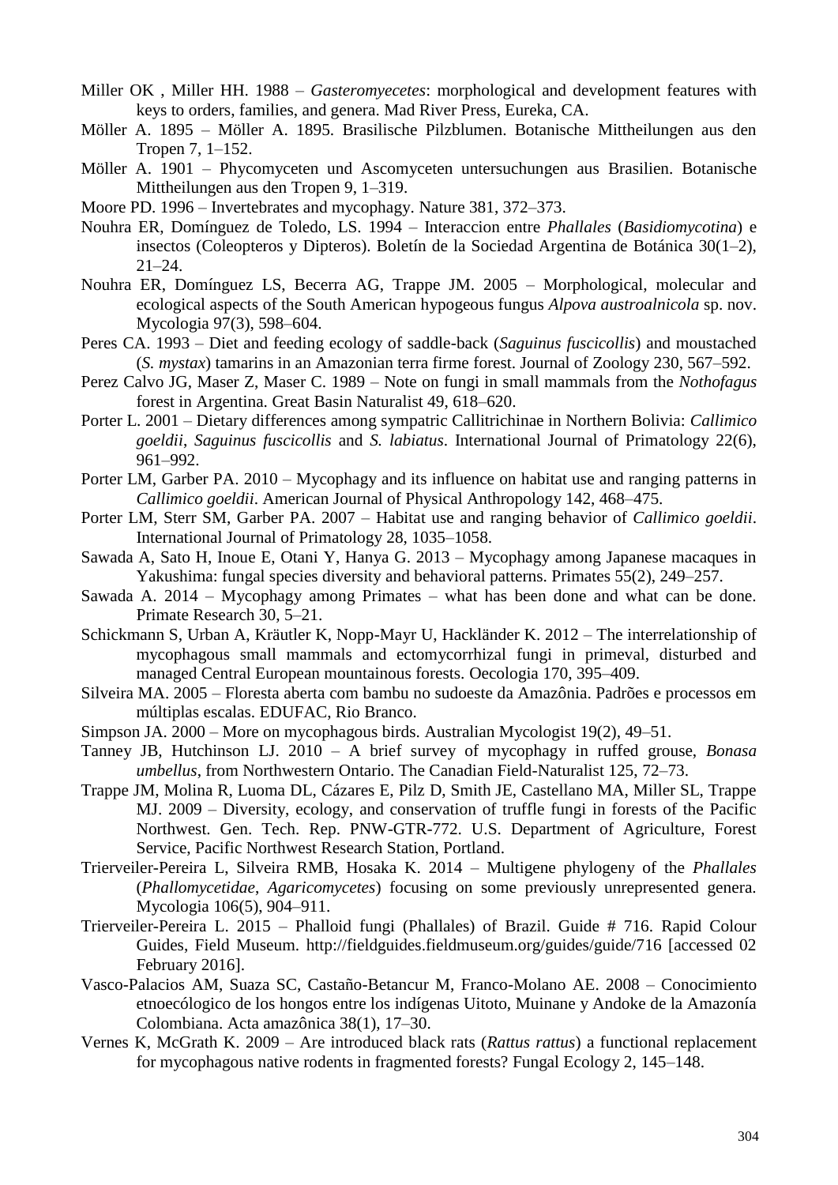Miller OK , Miller HH. 1988 – *Gasteromyecetes*: morphological and development features with keys to orders, families, and genera. Mad River Press, Eureka, CA.

Möller A. 1895 – Möller A. 1895. Brasilische Pilzblumen. Botanische Mittheilungen aus den Tropen 7, 1–152.

Möller A. 1901 – Phycomyceten und Ascomyceten untersuchungen aus Brasilien. Botanische Mittheilungen aus den Tropen 9, 1–319.

Moore PD. 1996 – Invertebrates and mycophagy. Nature 381, 372–373.

Nouhra ER, Domínguez de Toledo, LS. 1994 – Interaccion entre *Phallales* (*Basidiomycotina*) e insectos (Coleopteros y Dipteros). Boletín de la Sociedad Argentina de Botánica 30(1–2), 21–24.

Nouhra ER, Domínguez LS, Becerra AG, Trappe JM. 2005 – Morphological, molecular and ecological aspects of the South American hypogeous fungus *Alpova austroalnicola* sp. nov. Mycologia 97(3), 598–604.

Peres CA. 1993 – Diet and feeding ecology of saddle-back (*Saguinus fuscicollis*) and moustached (*S. mystax*) tamarins in an Amazonian terra firme forest. Journal of Zoology 230, 567–592.

Perez Calvo JG, Maser Z, Maser C. 1989 – Note on fungi in small mammals from the *Nothofagus* forest in Argentina. Great Basin Naturalist 49, 618–620.

Porter L. 2001 – Dietary differences among sympatric Callitrichinae in Northern Bolivia: *Callimico goeldii*, *Saguinus fuscicollis* and *S. labiatus*. International Journal of Primatology 22(6), 961–992.

Porter LM, Garber PA. 2010 – Mycophagy and its influence on habitat use and ranging patterns in *Callimico goeldii*. American Journal of Physical Anthropology 142, 468–475.

Porter LM, Sterr SM, Garber PA. 2007 – Habitat use and ranging behavior of *Callimico goeldii*. International Journal of Primatology 28, 1035–1058.

Sawada A, Sato H, Inoue E, Otani Y, Hanya G. 2013 – Mycophagy among Japanese macaques in Yakushima: fungal species diversity and behavioral patterns. Primates 55(2), 249–257.

Sawada A. 2014 – Mycophagy among Primates – what has been done and what can be done. Primate Research 30, 5–21.

Schickmann S, Urban A, Kräutler K, Nopp-Mayr U, Hackländer K. 2012 – The interrelationship of mycophagous small mammals and ectomycorrhizal fungi in primeval, disturbed and managed Central European mountainous forests. Oecologia 170, 395–409.

Silveira MA. 2005 – Floresta aberta com bambu no sudoeste da Amazônia. Padrões e processos em múltiplas escalas. EDUFAC, Rio Branco.

Simpson JA. 2000 – More on mycophagous birds. Australian Mycologist 19(2), 49–51.

Tanney JB, Hutchinson LJ. 2010 – A brief survey of mycophagy in ruffed grouse, *Bonasa umbellus*, from Northwestern Ontario. The Canadian Field-Naturalist 125, 72–73.

Trappe JM, Molina R, Luoma DL, Cázares E, Pilz D, Smith JE, Castellano MA, Miller SL, Trappe MJ. 2009 – Diversity, ecology, and conservation of truffle fungi in forests of the Pacific Northwest. Gen. Tech. Rep. PNW-GTR-772. U.S. Department of Agriculture, Forest Service, Pacific Northwest Research Station, Portland.

Trierveiler-Pereira L, Silveira RMB, Hosaka K. 2014 – Multigene phylogeny of the *Phallales* (*Phallomycetidae*, *Agaricomycetes*) focusing on some previously unrepresented genera. Mycologia 106(5), 904–911.

Trierveiler-Pereira L. 2015 – Phalloid fungi (Phallales) of Brazil. Guide # 716. Rapid Colour Guides, Field Museum. http://fieldguides.fieldmuseum.org/guides/guide/716 [accessed 02 February 2016].

Vasco-Palacios AM, Suaza SC, Castaño-Betancur M, Franco-Molano AE. 2008 – Conocimiento etnoecólogico de los hongos entre los indígenas Uitoto, Muinane y Andoke de la Amazonía Colombiana. Acta amazônica 38(1), 17–30.

Vernes K, McGrath K. 2009 – Are introduced black rats (*Rattus rattus*) a functional replacement for mycophagous native rodents in fragmented forests? Fungal Ecology 2, 145–148.